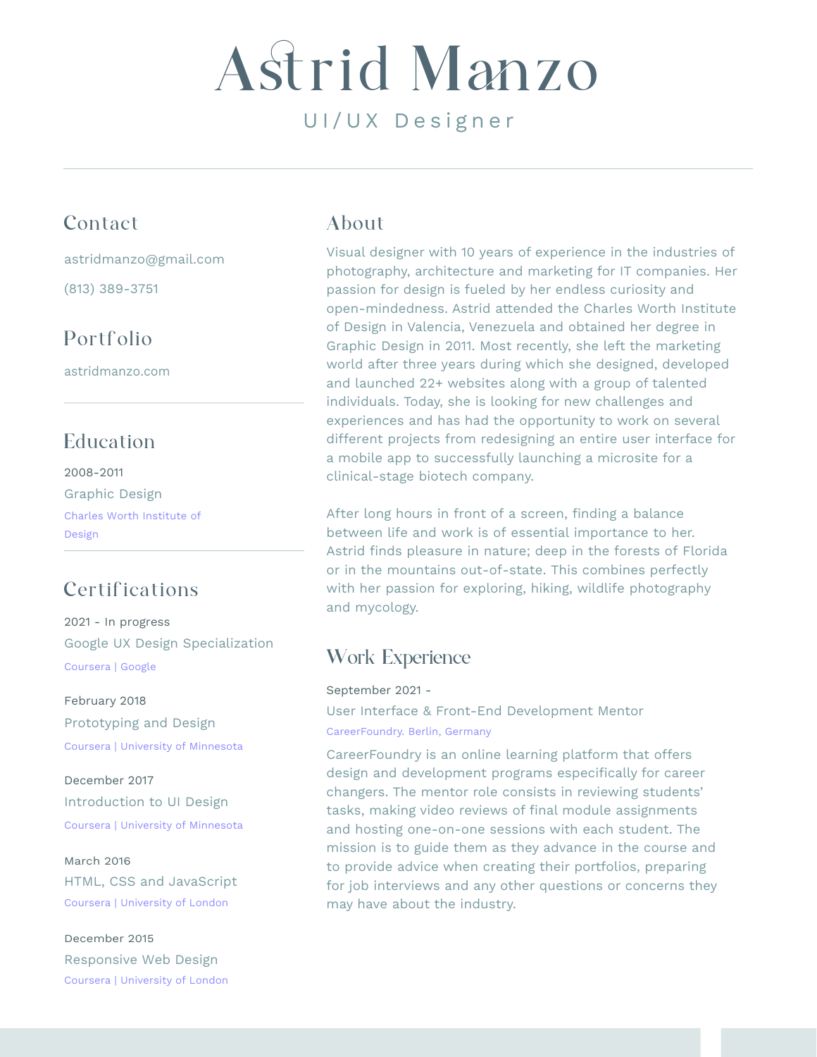# Astrid Manzo

UI/UX Designer

## Contact

astridmanzo@gmail.com

(813) 389-3751

## Portfolio

astridmanzo.com

## Education

2008-2011

Graphic Design

Charles Worth Institute of Design

## Certifications

2021 - In progress

Google UX Design Specialization

Coursera | Google

February 2018

Prototyping and Design

Coursera | University of Minnesota

December 2017

Introduction to UI Design

Coursera | University of Minnesota

March 2016

HTML, CSS and JavaScript

Coursera | University of London

December 2015

Responsive Web Design

Coursera | University of London

## About

Visual designer with 10 years of experience in the industries of photography, architecture and marketing for IT companies. Her passion for design is fueled by her endless curiosity and open-mindedness. Astrid attended the Charles Worth Institute of Design in Valencia, Venezuela and obtained her degree in Graphic Design in 2011. Most recently, she left the marketing world after three years during which she designed, developed and launched 22+ websites along with a group of talented individuals. Today, she is looking for new challenges and experiences and has had the opportunity to work on several different projects from redesigning an entire user interface for a mobile app to successfully launching a microsite for a clinical-stage biotech company.

After long hours in front of a screen, finding a balance between life and work is of essential importance to her. Astrid finds pleasure in nature; deep in the forests of Florida or in the mountains out-of-state. This combines perfectly with her passion for exploring, hiking, wildlife photography and mycology.

## Work Experience

September 2021 -

User Interface & Front-End Development Mentor

CareerFoundry. Berlin, Germany

CareerFoundry is an online learning platform that offers design and development programs especifically for career changers. The mentor role consists in reviewing students' tasks, making video reviews of final module assignments and hosting one-on-one sessions with each student. The mission is to guide them as they advance in the course and to provide advice when creating their portfolios, preparing for job interviews and any other questions or concerns they may have about the industry.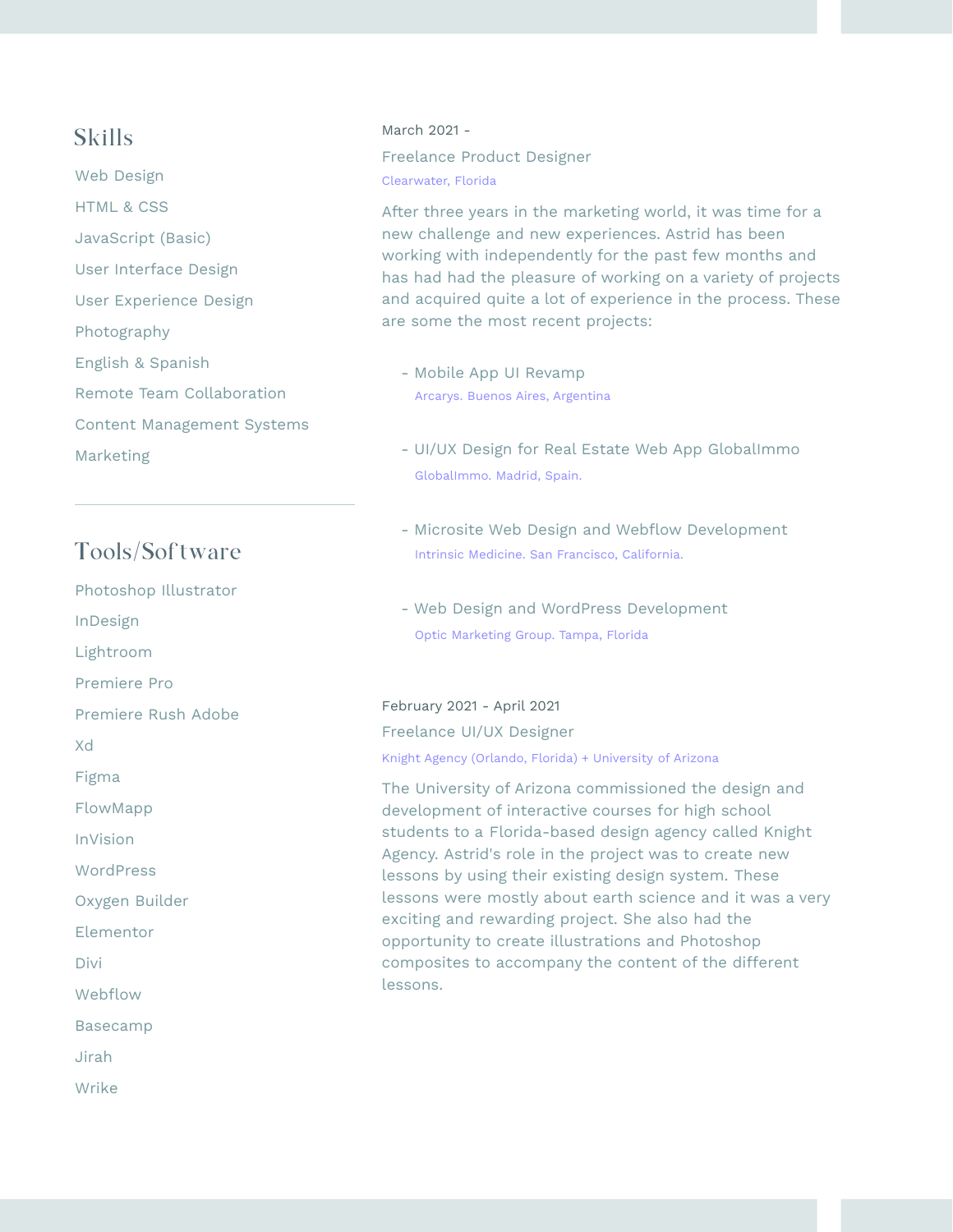## Skills

Web Design

HTML & CSS

JavaScript (Basic)

User Interface Design

User Experience Design

Photography

English & Spanish

Remote Team Collaboration

Content Management Systems

Marketing

---

## Tools/Software

Photoshop Illustrator

InDesign

Lightroom

Premiere Pro

Premiere Rush Adobe

Xd

Figma

FlowMapp

InVision

WordPress

Oxygen Builder

Elementor

Divi

Webflow

Basecamp

Jirah

Wrike

March 2021 -

### Freelance Product Designer

Clearwater, Florida

After three years in the marketing world, it was time for a new challenge and new experiences. Astrid has been working with independently for the past few months and has had had the pleasure of working on a variety of projects and acquired quite a lot of experience in the process. These are some the most recent projects:

- Mobile App UI Revamp
  Arcarys. Buenos Aires, Argentina

- UI/UX Design for Real Estate Web App GlobalImmo
  GlobalImmo. Madrid, Spain.

- Microsite Web Design and Webflow Development
  Intrinsic Medicine. San Francisco, California.

- Web Design and WordPress Development
  Optic Marketing Group. Tampa, Florida

February 2021 - April 2021

### Freelance UI/UX Designer

Knight Agency (Orlando, Florida) + University of Arizona

The University of Arizona commissioned the design and development of interactive courses for high school students to a Florida-based design agency called Knight Agency. Astrid's role in the project was to create new lessons by using their existing design system. These lessons were mostly about earth science and it was a very exciting and rewarding project. She also had the opportunity to create illustrations and Photoshop composites to accompany the content of the different lessons.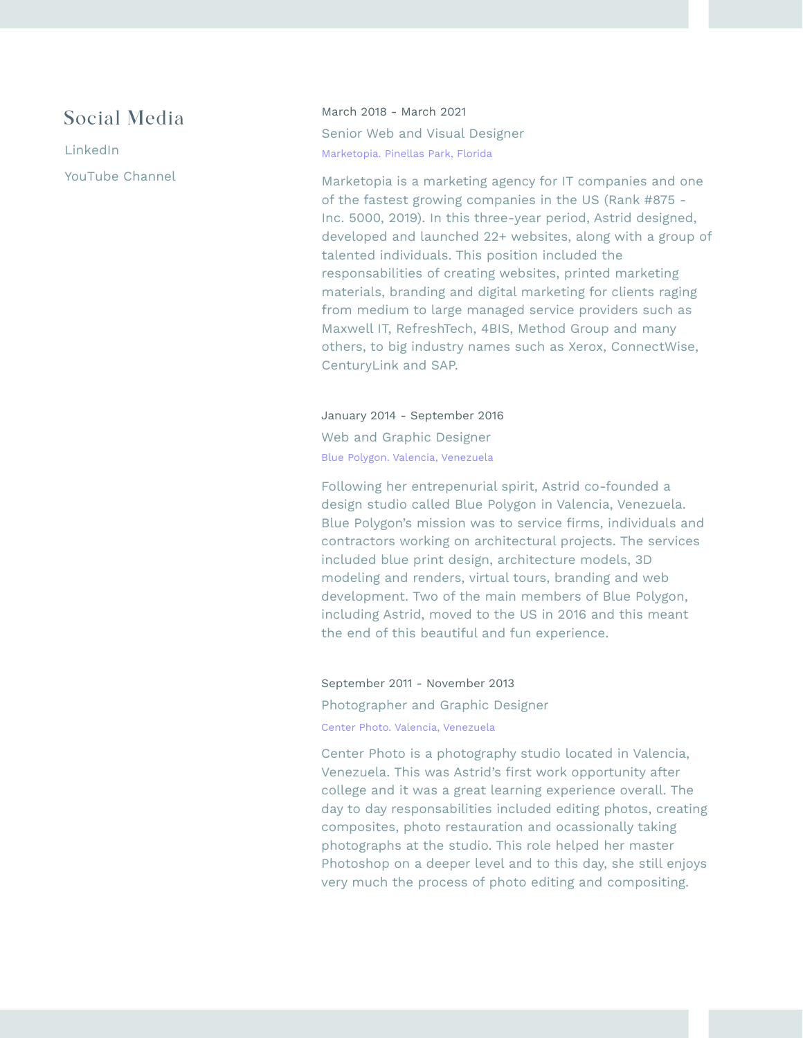## Social Media

LinkedIn

YouTube Channel

March 2018 - March 2021

### Senior Web and Visual Designer

Marketopia. Pinellas Park, Florida

Marketopia is a marketing agency for IT companies and one of the fastest growing companies in the US (Rank #875 - Inc. 5000, 2019). In this three-year period, Astrid designed, developed and launched 22+ websites, along with a group of talented individuals. This position included the responsabilities of creating websites, printed marketing materials, branding and digital marketing for clients raging from medium to large managed service providers such as Maxwell IT, RefreshTech, 4BIS, Method Group and many others, to big industry names such as Xerox, ConnectWise, CenturyLink and SAP.

January 2014 - September 2016

### Web and Graphic Designer

Blue Polygon. Valencia, Venezuela

Following her entrepenurial spirit, Astrid co-founded a design studio called Blue Polygon in Valencia, Venezuela. Blue Polygon's mission was to service firms, individuals and contractors working on architectural projects. The services included blue print design, architecture models, 3D modeling and renders, virtual tours, branding and web development. Two of the main members of Blue Polygon, including Astrid, moved to the US in 2016 and this meant the end of this beautiful and fun experience.

September 2011 - November 2013

### Photographer and Graphic Designer

Center Photo. Valencia, Venezuela

Center Photo is a photography studio located in Valencia, Venezuela. This was Astrid's first work opportunity after college and it was a great learning experience overall. The day to day responsabilities included editing photos, creating composites, photo restauration and ocassionally taking photographs at the studio. This role helped her master Photoshop on a deeper level and to this day, she still enjoys very much the process of photo editing and compositing.